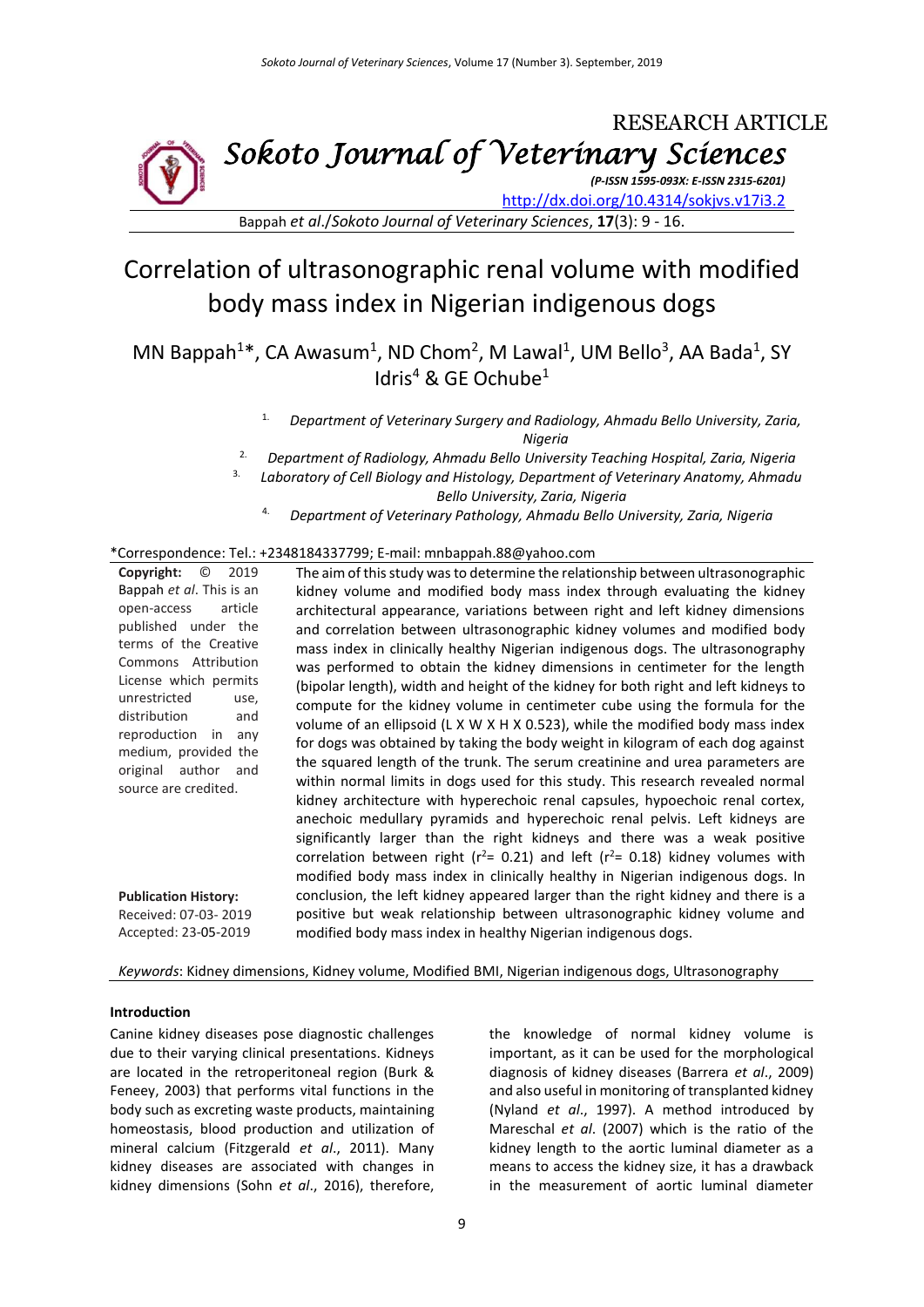RESEARCH ARTICLE

*Sokoto Journal of Veterinary Sciences*

*(P-ISSN 1595-093X: E-ISSN 2315-6201)*

http://dx.doi.org/10.4314/sokjvs.v17i3.2

# Correlation of ultrasonographic renal volume with modified body mass index in Nigerian indigenous dogs

MN Bappah[1]*, CA Awasum[1], ND Chom[2], M Lawal[1], UM Bello[3], AA Bada[1], SY Idris[4] & GE Ochube[1]

1. *Department of Veterinary Surgery and Radiology, Ahmadu Bello University, Zaria, Nigeria*
2. *Department of Radiology, Ahmadu Bello University Teaching Hospital, Zaria, Nigeria*
3. *Laboratory of Cell Biology and Histology, Department of Veterinary Anatomy, Ahmadu Bello University, Zaria, Nigeria*
4. *Department of Veterinary Pathology, Ahmadu Bello University, Zaria, Nigeria*

*Correspondence: Tel.: +2348184337799; E-mail: mnbappah.88@yahoo.com

**Copyright:** © 2019 Bappah *et al*. This is an open-access article published under the terms of the Creative Commons Attribution License which permits unrestricted use, distribution and reproduction in any medium, provided the original author and source are credited.

**Publication History:**
Received: 07-03- 2019
Accepted: 23-05-2019

The aim of this study was to determine the relationship between ultrasonographic kidney volume and modified body mass index through evaluating the kidney architectural appearance, variations between right and left kidney dimensions and correlation between ultrasonographic kidney volumes and modified body mass index in clinically healthy Nigerian indigenous dogs. The ultrasonography was performed to obtain the kidney dimensions in centimeter for the length (bipolar length), width and height of the kidney for both right and left kidneys to compute for the kidney volume in centimeter cube using the formula for the volume of an ellipsoid (L X W X H X 0.523), while the modified body mass index for dogs was obtained by taking the body weight in kilogram of each dog against the squared length of the trunk. The serum creatinine and urea parameters are within normal limits in dogs used for this study. This research revealed normal kidney architecture with hyperechoic renal capsules, hypoechoic renal cortex, anechoic medullary pyramids and hyperechoic renal pelvis. Left kidneys are significantly larger than the right kidneys and there was a weak positive correlation between right ($r^2$= 0.21) and left ($r^2$= 0.18) kidney volumes with modified body mass index in clinically healthy in Nigerian indigenous dogs. In conclusion, the left kidney appeared larger than the right kidney and there is a positive but weak relationship between ultrasonographic kidney volume and modified body mass index in healthy Nigerian indigenous dogs.

*Keywords*: Kidney dimensions, Kidney volume, Modified BMI, Nigerian indigenous dogs, Ultrasonography

## Introduction

Canine kidney diseases pose diagnostic challenges due to their varying clinical presentations. Kidneys are located in the retroperitoneal region (Burk & Feeney, 2003) that performs vital functions in the body such as excreting waste products, maintaining homeostasis, blood production and utilization of mineral calcium (Fitzgerald *et al*., 2011). Many kidney diseases are associated with changes in kidney dimensions (Sohn *et al*., 2016), therefore, the knowledge of normal kidney volume is important, as it can be used for the morphological diagnosis of kidney diseases (Barrera *et al*., 2009) and also useful in monitoring of transplanted kidney (Nyland *et al*., 1997). A method introduced by Mareschal *et al*. (2007) which is the ratio of the kidney length to the aortic luminal diameter as a means to access the kidney size, it has a drawback in the measurement of aortic luminal diameter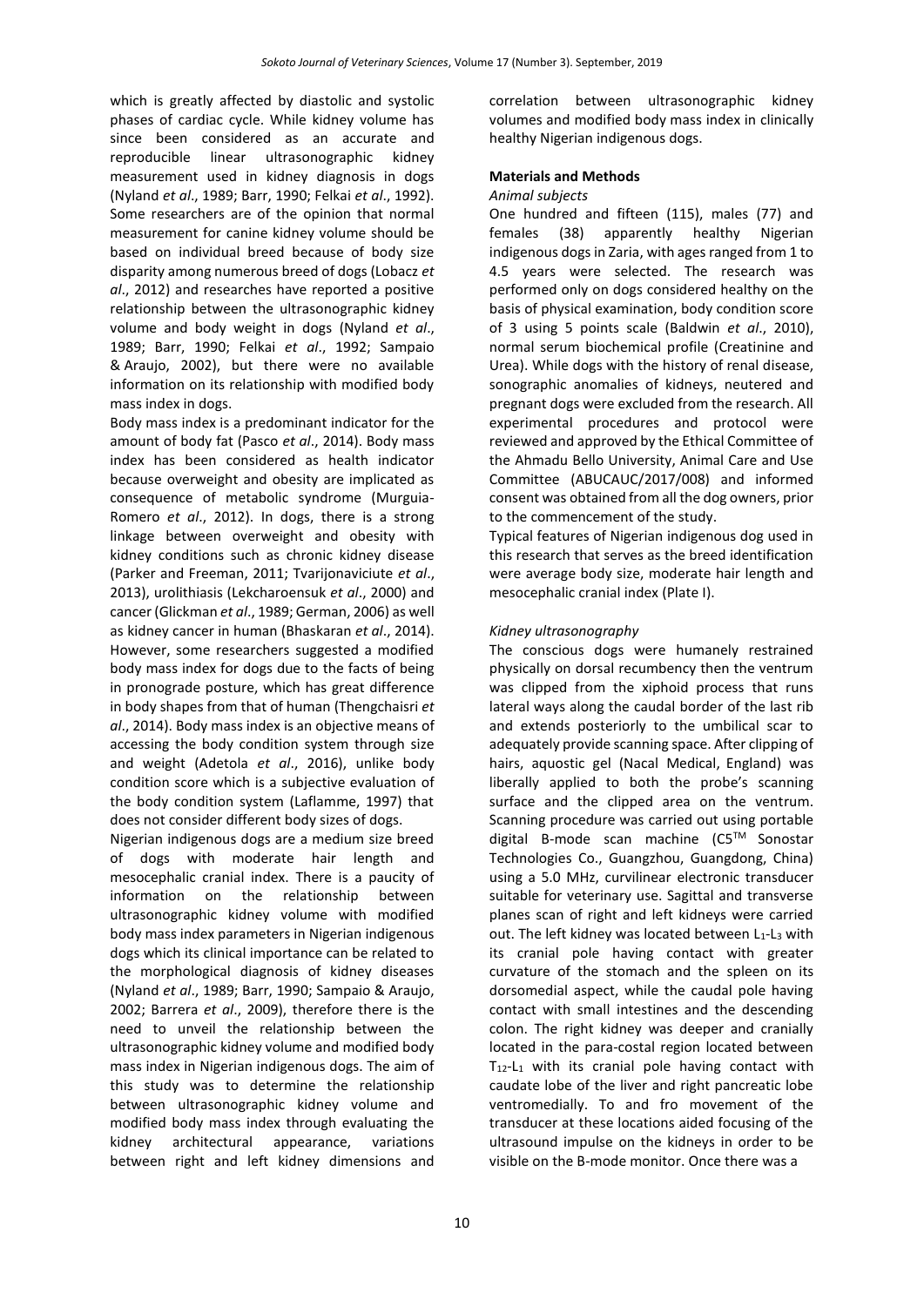which is greatly affected by diastolic and systolic phases of cardiac cycle. While kidney volume has since been considered as an accurate and reproducible linear ultrasonographic kidney measurement used in kidney diagnosis in dogs (Nyland *et al*., 1989; Barr, 1990; Felkai *et al*., 1992). Some researchers are of the opinion that normal measurement for canine kidney volume should be based on individual breed because of body size disparity among numerous breed of dogs (Lobacz *et al*., 2012) and researches have reported a positive relationship between the ultrasonographic kidney volume and body weight in dogs (Nyland *et al*., 1989; Barr, 1990; Felkai *et al*., 1992; Sampaio & Araujo, 2002), but there were no available information on its relationship with modified body mass index in dogs.

Body mass index is a predominant indicator for the amount of body fat (Pasco *et al*., 2014). Body mass index has been considered as health indicator because overweight and obesity are implicated as consequence of metabolic syndrome (Murguia-Romero *et al*., 2012). In dogs, there is a strong linkage between overweight and obesity with kidney conditions such as chronic kidney disease (Parker and Freeman, 2011; Tvarijonaviciute *et al*., 2013), urolithiasis (Lekcharoensuk *et al*., 2000) and cancer (Glickman *et al*., 1989; German, 2006) as well as kidney cancer in human (Bhaskaran *et al*., 2014). However, some researchers suggested a modified body mass index for dogs due to the facts of being in pronograde posture, which has great difference in body shapes from that of human (Thengchaisri *et al*., 2014). Body mass index is an objective means of accessing the body condition system through size and weight (Adetola *et al*., 2016), unlike body condition score which is a subjective evaluation of the body condition system (Laflamme, 1997) that does not consider different body sizes of dogs.

Nigerian indigenous dogs are a medium size breed of dogs with moderate hair length and mesocephalic cranial index. There is a paucity of information on the relationship between ultrasonographic kidney volume with modified body mass index parameters in Nigerian indigenous dogs which its clinical importance can be related to the morphological diagnosis of kidney diseases (Nyland *et al*., 1989; Barr, 1990; Sampaio & Araujo, 2002; Barrera *et al*., 2009), therefore there is the need to unveil the relationship between the ultrasonographic kidney volume and modified body mass index in Nigerian indigenous dogs. The aim of this study was to determine the relationship between ultrasonographic kidney volume and modified body mass index through evaluating the kidney architectural appearance, variations between right and left kidney dimensions and correlation between ultrasonographic kidney volumes and modified body mass index in clinically healthy Nigerian indigenous dogs.

## Materials and Methods

### *Animal subjects*

One hundred and fifteen (115), males (77) and females (38) apparently healthy Nigerian indigenous dogs in Zaria, with ages ranged from 1 to 4.5 years were selected. The research was performed only on dogs considered healthy on the basis of physical examination, body condition score of 3 using 5 points scale (Baldwin *et al*., 2010), normal serum biochemical profile (Creatinine and Urea). While dogs with the history of renal disease, sonographic anomalies of kidneys, neutered and pregnant dogs were excluded from the research. All experimental procedures and protocol were reviewed and approved by the Ethical Committee of the Ahmadu Bello University, Animal Care and Use Committee (ABUCAUC/2017/008) and informed consent was obtained from all the dog owners, prior to the commencement of the study.

Typical features of Nigerian indigenous dog used in this research that serves as the breed identification were average body size, moderate hair length and mesocephalic cranial index (Plate I).

### *Kidney ultrasonography*

The conscious dogs were humanely restrained physically on dorsal recumbency then the ventrum was clipped from the xiphoid process that runs lateral ways along the caudal border of the last rib and extends posteriorly to the umbilical scar to adequately provide scanning space. After clipping of hairs, aquostic gel (Nacal Medical, England) was liberally applied to both the probe's scanning surface and the clipped area on the ventrum. Scanning procedure was carried out using portable digital B-mode scan machine (C5™ Sonostar Technologies Co., Guangzhou, Guangdong, China) using a 5.0 MHz, curvilinear electronic transducer suitable for veterinary use. Sagittal and transverse planes scan of right and left kidneys were carried out. The left kidney was located between $L_1$-$L_3$ with its cranial pole having contact with greater curvature of the stomach and the spleen on its dorsomedial aspect, while the caudal pole having contact with small intestines and the descending colon. The right kidney was deeper and cranially located in the para-costal region located between $T_{12}$-$L_1$ with its cranial pole having contact with caudate lobe of the liver and right pancreatic lobe ventromedially. To and fro movement of the transducer at these locations aided focusing of the ultrasound impulse on the kidneys in order to be visible on the B-mode monitor. Once there was a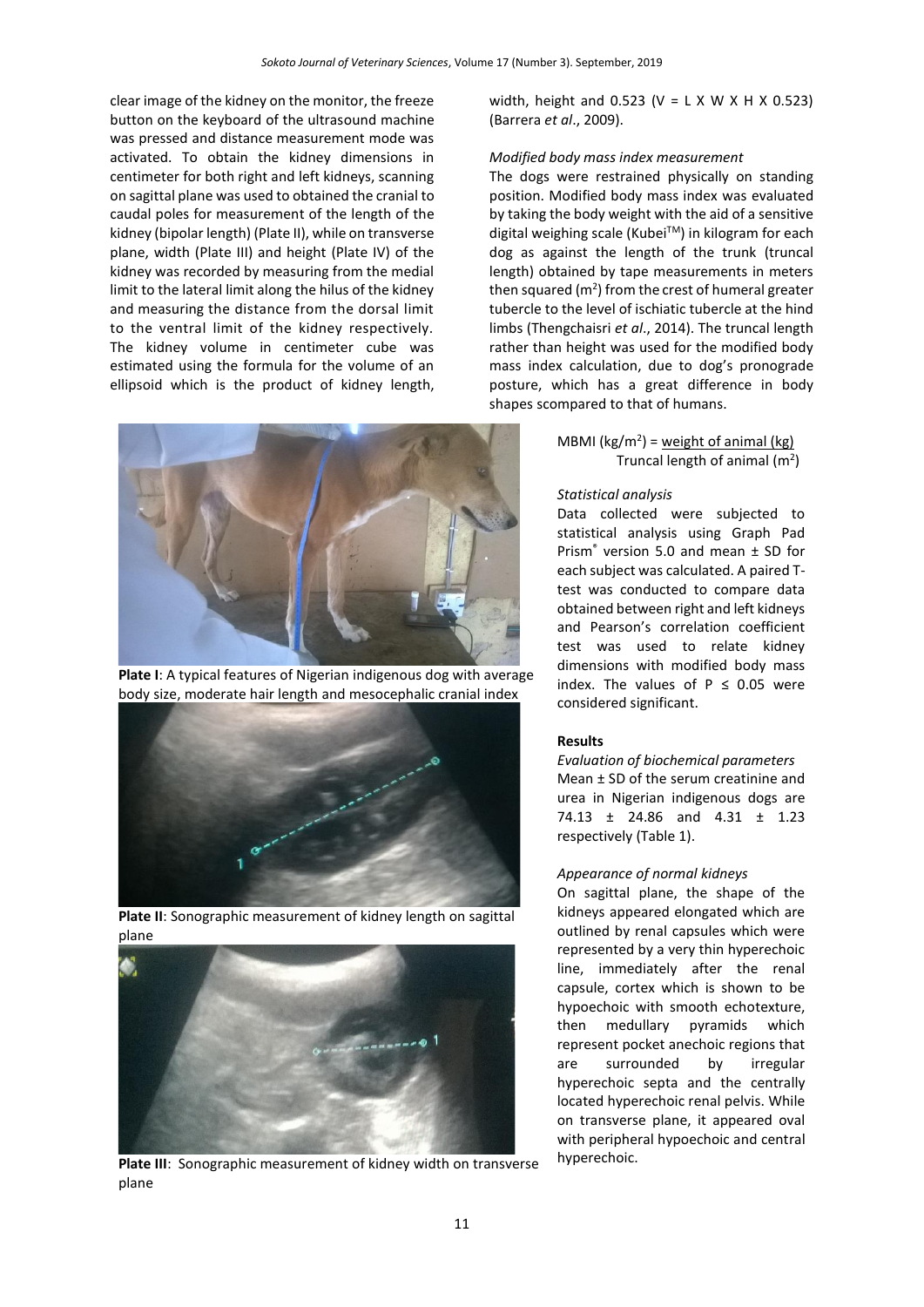clear image of the kidney on the monitor, the freeze button on the keyboard of the ultrasound machine was pressed and distance measurement mode was activated. To obtain the kidney dimensions in centimeter for both right and left kidneys, scanning on sagittal plane was used to obtained the cranial to caudal poles for measurement of the length of the kidney (bipolar length) (Plate II), while on transverse plane, width (Plate III) and height (Plate IV) of the kidney was recorded by measuring from the medial limit to the lateral limit along the hilus of the kidney and measuring the distance from the dorsal limit to the ventral limit of the kidney respectively. The kidney volume in centimeter cube was estimated using the formula for the volume of an ellipsoid which is the product of kidney length, width, height and 0.523 (V = L X W X H X 0.523) (Barrera *et al*., 2009).

**Plate I**: A typical features of Nigerian indigenous dog with average body size, moderate hair length and mesocephalic cranial index

**Plate II**: Sonographic measurement of kidney length on sagittal plane

**Plate III**: Sonographic measurement of kidney width on transverse plane

*Modified body mass index measurement*

The dogs were restrained physically on standing position. Modified body mass index was evaluated by taking the body weight with the aid of a sensitive digital weighing scale (Kubei™) in kilogram for each dog as against the length of the trunk (truncal length) obtained by tape measurements in meters then squared ($m^2$) from the crest of humeral greater tubercle to the level of ischiatic tubercle at the hind limbs (Thengchaisri *et al*., 2014). The truncal length rather than height was used for the modified body mass index calculation, due to dog's pronograde posture, which has a great difference in body shapes scompared to that of humans.

$$\text{MBMI (kg/m}^2\text{)} = \frac{\text{weight of animal (kg)}}{\text{Truncal length of animal (m}^2\text{)}}$$

*Statistical analysis*

Data collected were subjected to statistical analysis using Graph Pad Prism® version 5.0 and mean ± SD for each subject was calculated. A paired T-test was conducted to compare data obtained between right and left kidneys and Pearson's correlation coefficient test was used to relate kidney dimensions with modified body mass index. The values of $P \leq 0.05$ were considered significant.

**Results**

*Evaluation of biochemical parameters*

Mean ± SD of the serum creatinine and urea in Nigerian indigenous dogs are 74.13 ± 24.86 and 4.31 ± 1.23 respectively (Table 1).

*Appearance of normal kidneys*

On sagittal plane, the shape of the kidneys appeared elongated which are outlined by renal capsules which were represented by a very thin hyperechoic line, immediately after the renal capsule, cortex which is shown to be hypoechoic with smooth echotexture, then medullary pyramids which represent pocket anechoic regions that are surrounded by irregular hyperechoic septa and the centrally located hyperechoic renal pelvis. While on transverse plane, it appeared oval with peripheral hypoechoic and central hyperechoic.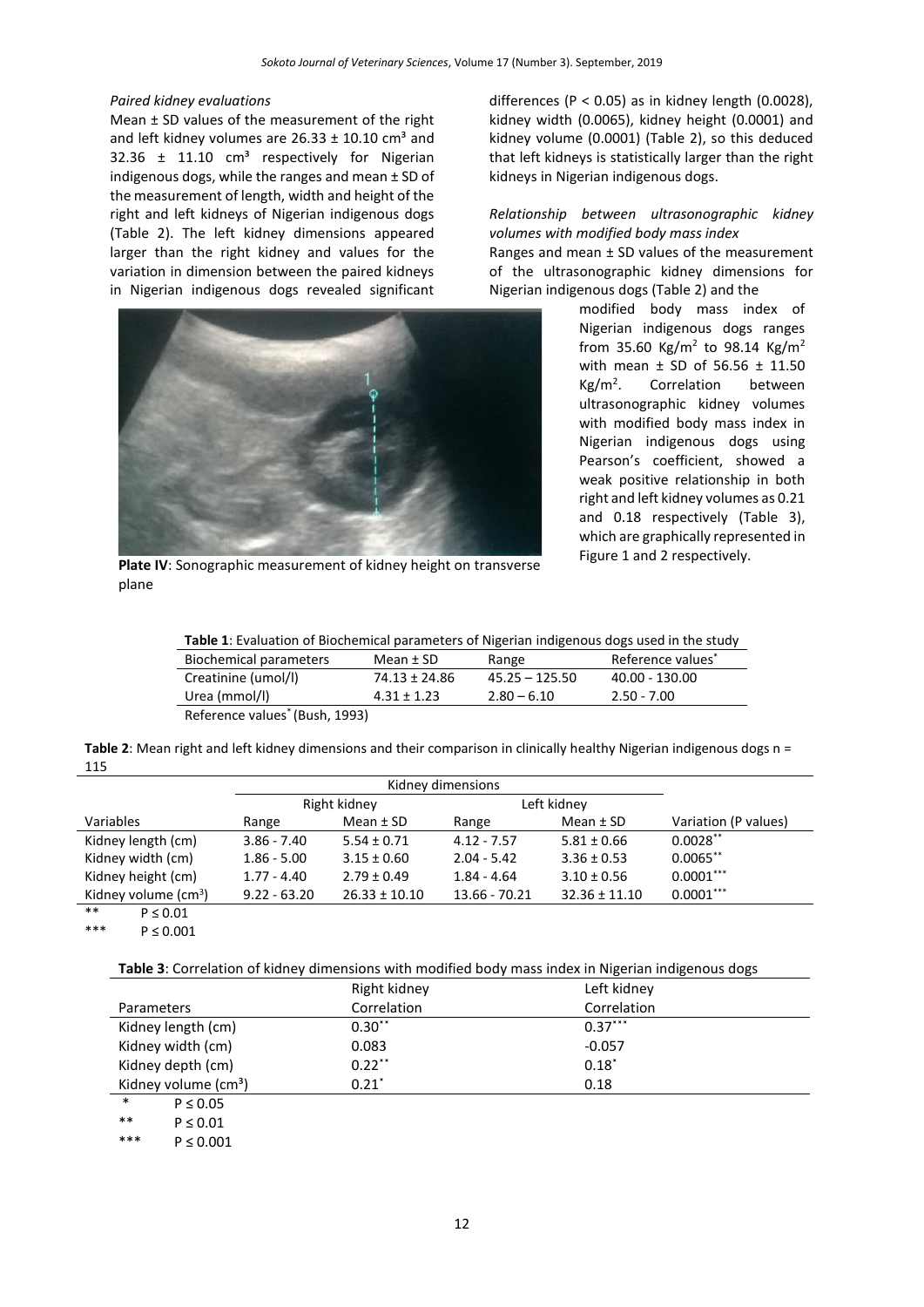*Paired kidney evaluations*

Mean ± SD values of the measurement of the right and left kidney volumes are 26.33 ± 10.10 cm³ and 32.36 ± 11.10 cm³ respectively for Nigerian indigenous dogs, while the ranges and mean ± SD of the measurement of length, width and height of the right and left kidneys of Nigerian indigenous dogs (Table 2). The left kidney dimensions appeared larger than the right kidney and values for the variation in dimension between the paired kidneys in Nigerian indigenous dogs revealed significant differences ($P < 0.05$) as in kidney length (0.0028), kidney width (0.0065), kidney height (0.0001) and kidney volume (0.0001) (Table 2), so this deduced that left kidneys is statistically larger than the right kidneys in Nigerian indigenous dogs.

**Plate IV**: Sonographic measurement of kidney height on transverse plane

*Relationship between ultrasonographic kidney volumes with modified body mass index*

Ranges and mean ± SD values of the measurement of the ultrasonographic kidney dimensions for Nigerian indigenous dogs (Table 2) and the modified body mass index of Nigerian indigenous dogs ranges from 35.60 Kg/m$^2$ to 98.14 Kg/m$^2$ with mean ± SD of 56.56 ± 11.50 Kg/m$^2$. Correlation between ultrasonographic kidney volumes with modified body mass index in Nigerian indigenous dogs using Pearson's coefficient, showed a weak positive relationship in both right and left kidney volumes as 0.21 and 0.18 respectively (Table 3), which are graphically represented in Figure 1 and 2 respectively.

**Table 1**: Evaluation of Biochemical parameters of Nigerian indigenous dogs used in the study

| Biochemical parameters | Mean ± SD | Range | Reference values* |
|---|---|---|---|
| Creatinine (umol/l) | 74.13 ± 24.86 | 45.25 – 125.50 | 40.00 - 130.00 |
| Urea (mmol/l) | 4.31 ± 1.23 | 2.80 – 6.10 | 2.50 - 7.00 |

Reference values* (Bush, 1993)

**Table 2**: Mean right and left kidney dimensions and their comparison in clinically healthy Nigerian indigenous dogs n = 115

| | Kidney dimensions | | | | |
|---|---|---|---|---|---|
| | Right kidney | | Left kidney | | |
| Variables | Range | Mean ± SD | Range | Mean ± SD | Variation (P values) |
| Kidney length (cm) | 3.86 - 7.40 | 5.54 ± 0.71 | 4.12 - 7.57 | 5.81 ± 0.66 | 0.0028** |
| Kidney width (cm) | 1.86 - 5.00 | 3.15 ± 0.60 | 2.04 - 5.42 | 3.36 ± 0.53 | 0.0065** |
| Kidney height (cm) | 1.77 - 4.40 | 2.79 ± 0.49 | 1.84 - 4.64 | 3.10 ± 0.56 | 0.0001*** |
| Kidney volume (cm$^3$) | 9.22 - 63.20 | 26.33 ± 10.10 | 13.66 - 70.21 | 32.36 ± 11.10 | 0.0001*** |

** $P \leq 0.01$

*** $P \leq 0.001$

**Table 3**: Correlation of kidney dimensions with modified body mass index in Nigerian indigenous dogs

| Parameters | Right kidney Correlation | Left kidney Correlation |
|---|---|---|
| Kidney length (cm) | 0.30** | 0.37*** |
| Kidney width (cm) | 0.083 | -0.057 |
| Kidney depth (cm) | 0.22** | 0.18* |
| Kidney volume (cm³) | 0.21* | 0.18 |

* $P \leq 0.05$

** $P \leq 0.01$

*** $P \leq 0.001$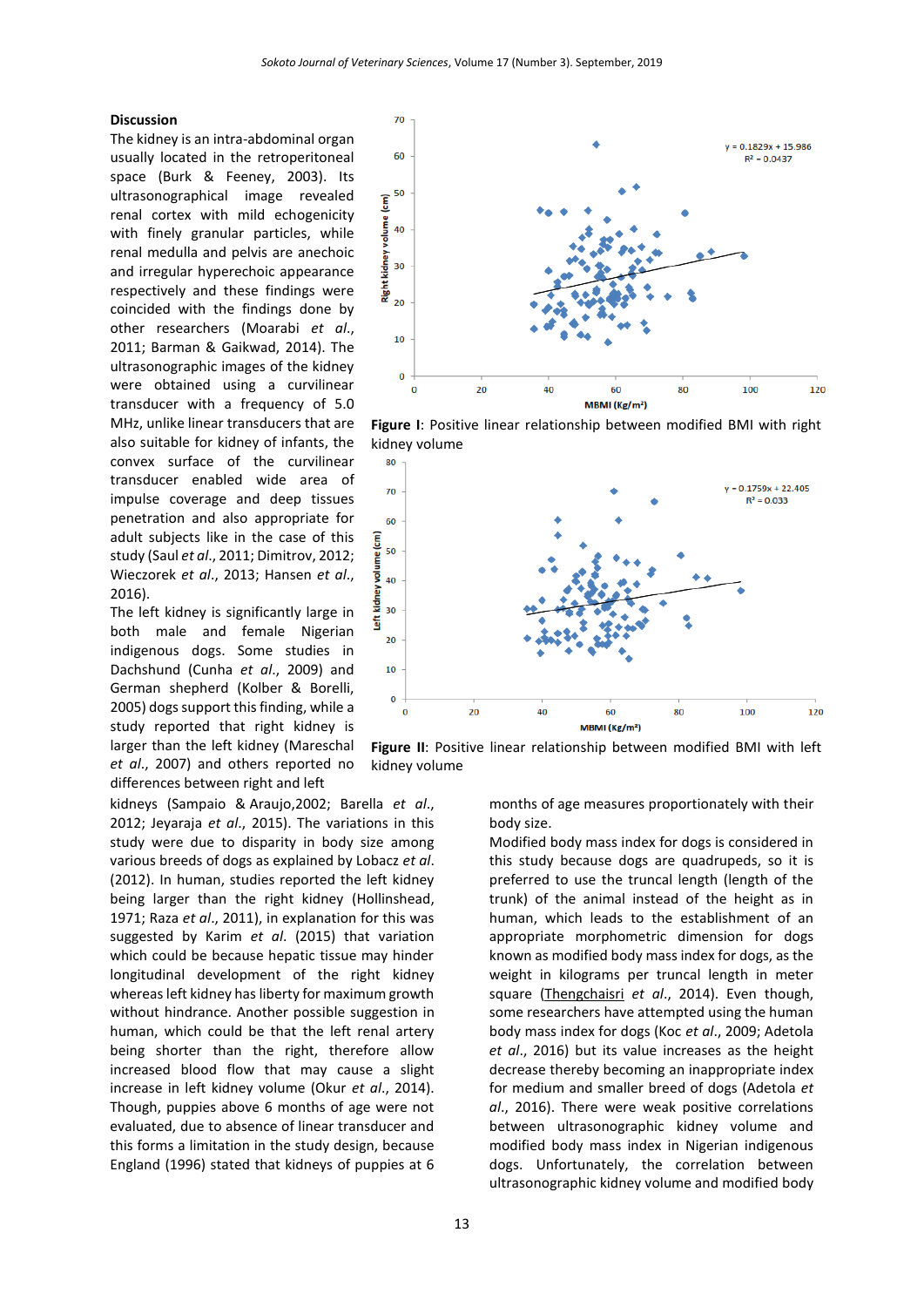## Discussion

The kidney is an intra-abdominal organ usually located in the retroperitoneal space (Burk & Feeney, 2003). Its ultrasonographical image revealed renal cortex with mild echogenicity with finely granular particles, while renal medulla and pelvis are anechoic and irregular hyperechoic appearance respectively and these findings were coincided with the findings done by other researchers (Moarabi *et al*., 2011; Barman & Gaikwad, 2014). The ultrasonographic images of the kidney were obtained using a curvilinear transducer with a frequency of 5.0 MHz, unlike linear transducers that are also suitable for kidney of infants, the convex surface of the curvilinear transducer enabled wide area of impulse coverage and deep tissues penetration and also appropriate for adult subjects like in the case of this study (Saul *et al*., 2011; Dimitrov, 2012; Wieczorek *et al*., 2013; Hansen *et al*., 2016).

The left kidney is significantly large in both male and female Nigerian indigenous dogs. Some studies in Dachshund (Cunha *et al*., 2009) and German shepherd (Kolber & Borelli, 2005) dogs support this finding, while a study reported that right kidney is larger than the left kidney (Mareschal *et al*., 2007) and others reported no differences between right and left kidneys (Sampaio & Araujo,2002; Barella *et al*., 2012; Jeyaraja *et al*., 2015). The variations in this study were due to disparity in body size among various breeds of dogs as explained by Lobacz *et al*. (2012). In human, studies reported the left kidney being larger than the right kidney (Hollinshead, 1971; Raza *et al*., 2011), in explanation for this was suggested by Karim *et al*. (2015) that variation which could be because hepatic tissue may hinder longitudinal development of the right kidney whereas left kidney has liberty for maximum growth without hindrance. Another possible suggestion in human, which could be that the left renal artery being shorter than the right, therefore allow increased blood flow that may cause a slight increase in left kidney volume (Okur *et al*., 2014). Though, puppies above 6 months of age were not evaluated, due to absence of linear transducer and this forms a limitation in the study design, because England (1996) stated that kidneys of puppies at 6 months of age measures proportionately with their body size.

**Figure I**: Positive linear relationship between modified BMI with right kidney volume

**Figure II**: Positive linear relationship between modified BMI with left kidney volume

Modified body mass index for dogs is considered in this study because dogs are quadrupeds, so it is preferred to use the truncal length (length of the trunk) of the animal instead of the height as in human, which leads to the establishment of an appropriate morphometric dimension for dogs known as modified body mass index for dogs, as the weight in kilograms per truncal length in meter square (Thengchaisri *et al*., 2014). Even though, some researchers have attempted using the human body mass index for dogs (Koc *et al*., 2009; Adetola *et al*., 2016) but its value increases as the height decrease thereby becoming an inappropriate index for medium and smaller breed of dogs (Adetola *et al*., 2016). There were weak positive correlations between ultrasonographic kidney volume and modified body mass index in Nigerian indigenous dogs. Unfortunately, the correlation between ultrasonographic kidney volume and modified body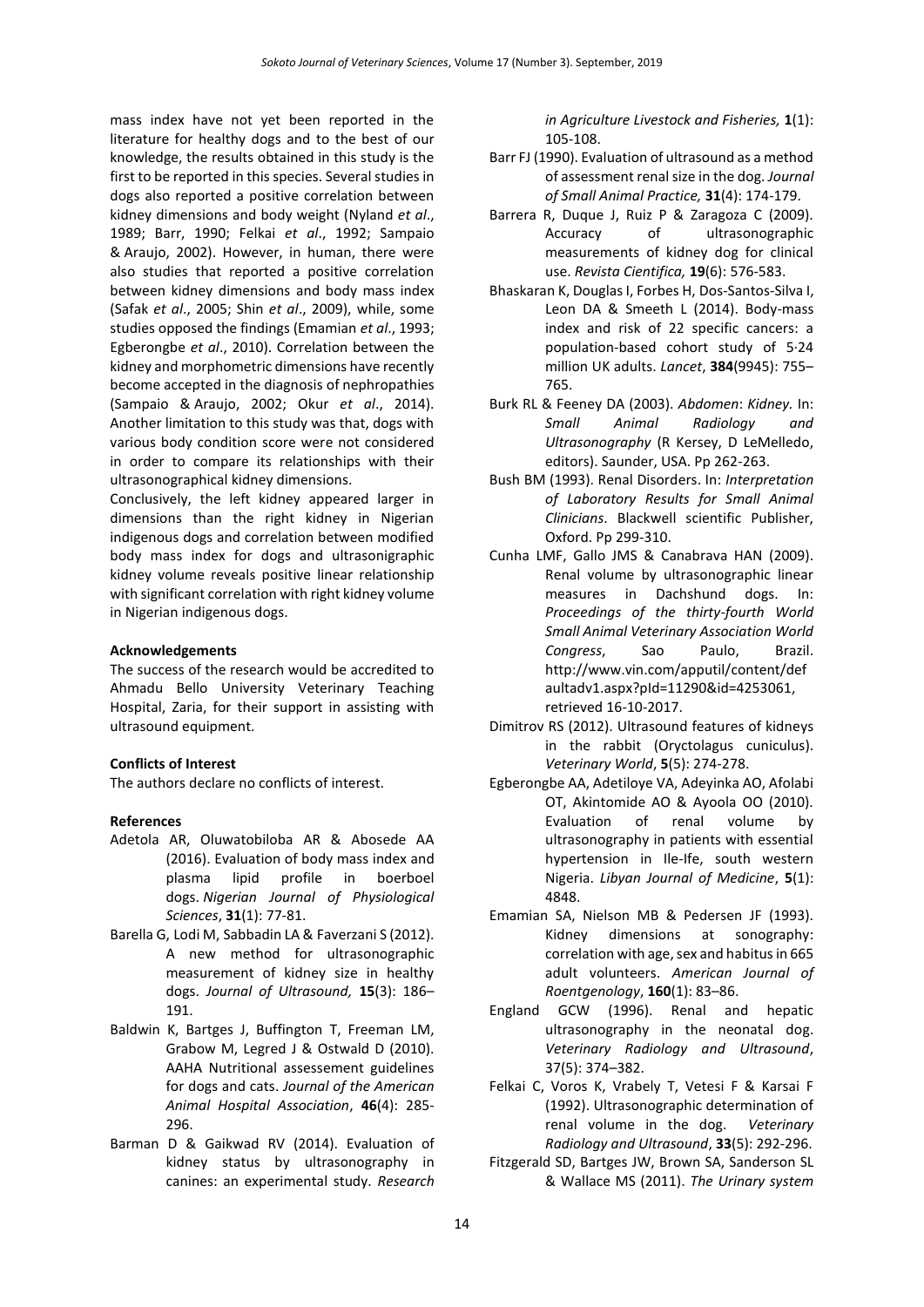mass index have not yet been reported in the literature for healthy dogs and to the best of our knowledge, the results obtained in this study is the first to be reported in this species. Several studies in dogs also reported a positive correlation between kidney dimensions and body weight (Nyland *et al*., 1989; Barr, 1990; Felkai *et al*., 1992; Sampaio & Araujo, 2002). However, in human, there were also studies that reported a positive correlation between kidney dimensions and body mass index (Safak *et al*., 2005; Shin *et al*., 2009), while, some studies opposed the findings (Emamian *et al*., 1993; Egberongbe *et al*., 2010). Correlation between the kidney and morphometric dimensions have recently become accepted in the diagnosis of nephropathies (Sampaio & Araujo, 2002; Okur *et al*., 2014). Another limitation to this study was that, dogs with various body condition score were not considered in order to compare its relationships with their ultrasonographical kidney dimensions.

Conclusively, the left kidney appeared larger in dimensions than the right kidney in Nigerian indigenous dogs and correlation between modified body mass index for dogs and ultrasonigraphic kidney volume reveals positive linear relationship with significant correlation with right kidney volume in Nigerian indigenous dogs.

**Acknowledgements**

The success of the research would be accredited to Ahmadu Bello University Veterinary Teaching Hospital, Zaria, for their support in assisting with ultrasound equipment.

**Conflicts of Interest**

The authors declare no conflicts of interest.

**References**

Adetola AR, Oluwatobiloba AR & Abosede AA (2016). Evaluation of body mass index and plasma lipid profile in boerboel dogs. *Nigerian Journal of Physiological Sciences*, **31**(1): 77-81.

Barella G, Lodi M, Sabbadin LA & Faverzani S (2012). A new method for ultrasonographic measurement of kidney size in healthy dogs. *Journal of Ultrasound,* **15**(3): 186–191.

Baldwin K, Bartges J, Buffington T, Freeman LM, Grabow M, Legred J & Ostwald D (2010). AAHA Nutritional assessement guidelines for dogs and cats. *Journal of the American Animal Hospital Association*, **46**(4): 285-296.

Barman D & Gaikwad RV (2014). Evaluation of kidney status by ultrasonography in canines: an experimental study. *Research in Agriculture Livestock and Fisheries,* **1**(1): 105-108.

Barr FJ (1990). Evaluation of ultrasound as a method of assessment renal size in the dog. *Journal of Small Animal Practice,* **31**(4): 174-179.

Barrera R, Duque J, Ruiz P & Zaragoza C (2009). Accuracy of ultrasonographic measurements of kidney dog for clinical use. *Revista Cientifica,* **19**(6): 576-583.

Bhaskaran K, Douglas I, Forbes H, Dos-Santos-Silva I, Leon DA & Smeeth L (2014). Body-mass index and risk of 22 specific cancers: a population-based cohort study of 5·24 million UK adults. *Lancet*, **384**(9945): 755–765.

Burk RL & Feeney DA (2003). *Abdomen*: *Kidney.* In: *Small Animal Radiology and Ultrasonography* (R Kersey, D LeMelledo, editors). Saunder, USA. Pp 262-263.

Bush BM (1993). Renal Disorders. In: *Interpretation of Laboratory Results for Small Animal Clinicians*. Blackwell scientific Publisher, Oxford. Pp 299-310.

Cunha LMF, Gallo JMS & Canabrava HAN (2009). Renal volume by ultrasonographic linear measures in Dachshund dogs. In: *Proceedings of the thirty-fourth World Small Animal Veterinary Association World Congress*, Sao Paulo, Brazil. http://www.vin.com/apputil/content/defaultadv1.aspx?pId=11290&id=4253061, retrieved 16-10-2017.

Dimitrov RS (2012). Ultrasound features of kidneys in the rabbit (Oryctolagus cuniculus). *Veterinary World*, **5**(5): 274-278.

Egberongbe AA, Adetiloye VA, Adeyinka AO, Afolabi OT, Akintomide AO & Ayoola OO (2010). Evaluation of renal volume by ultrasonography in patients with essential hypertension in Ile-Ife, south western Nigeria. *Libyan Journal of Medicine*, **5**(1): 4848.

Emamian SA, Nielson MB & Pedersen JF (1993). Kidney dimensions at sonography: correlation with age, sex and habitus in 665 adult volunteers. *American Journal of Roentgenology*, **160**(1): 83–86.

England GCW (1996). Renal and hepatic ultrasonography in the neonatal dog. *Veterinary Radiology and Ultrasound*, 37(5): 374–382.

Felkai C, Voros K, Vrabely T, Vetesi F & Karsai F (1992). Ultrasonographic determination of renal volume in the dog. *Veterinary Radiology and Ultrasound*, **33**(5): 292-296.

Fitzgerald SD, Bartges JW, Brown SA, Sanderson SL & Wallace MS (2011). *The Urinary system*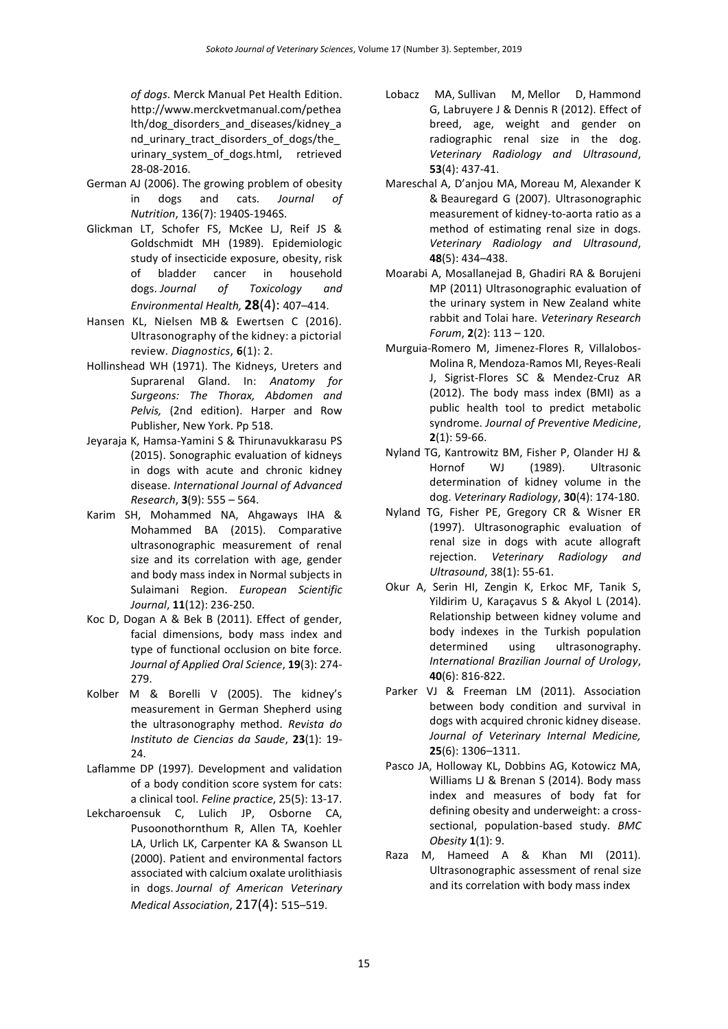*of dogs*. Merck Manual Pet Health Edition. http://www.merckvetmanual.com/pethealth/dog_disorders_and_diseases/kidney_and_urinary_tract_disorders_of_dogs/the_urinary_system_of_dogs.html, retrieved 28-08-2016.

German AJ (2006). The growing problem of obesity in dogs and cats. *Journal of Nutrition*, 136(7): 1940S-1946S.

Glickman LT, Schofer FS, McKee LJ, Reif JS & Goldschmidt MH (1989). Epidemiologic study of insecticide exposure, obesity, risk of bladder cancer in household dogs. *Journal of Toxicology and Environmental Health,* **28**(4): 407–414.

Hansen KL, Nielsen MB & Ewertsen C (2016). Ultrasonography of the kidney: a pictorial review. *Diagnostics*, **6**(1): 2.

Hollinshead WH (1971). The Kidneys, Ureters and Suprarenal Gland. In: *Anatomy for Surgeons: The Thorax, Abdomen and Pelvis,* (2nd edition). Harper and Row Publisher, New York. Pp 518.

Jeyaraja K, Hamsa-Yamini S & Thirunavukkarasu PS (2015). Sonographic evaluation of kidneys in dogs with acute and chronic kidney disease. *International Journal of Advanced Research*, **3**(9): 555 – 564.

Karim SH, Mohammed NA, Ahgaways IHA & Mohammed BA (2015). Comparative ultrasonographic measurement of renal size and its correlation with age, gender and body mass index in Normal subjects in Sulaimani Region. *European Scientific Journal*, **11**(12): 236-250.

Koc D, Dogan A & Bek B (2011). Effect of gender, facial dimensions, body mass index and type of functional occlusion on bite force. *Journal of Applied Oral Science*, **19**(3): 274-279.

Kolber M & Borelli V (2005). The kidney's measurement in German Shepherd using the ultrasonography method. *Revista do Instituto de Ciencias da Saude*, **23**(1): 19-24.

Laflamme DP (1997). Development and validation of a body condition score system for cats: a clinical tool. *Feline practice*, 25(5): 13-17.

Lekcharoensuk C, Lulich JP, Osborne CA, Pusoonothornthum R, Allen TA, Koehler LA, Urlich LK, Carpenter KA & Swanson LL (2000). Patient and environmental factors associated with calcium oxalate urolithiasis in dogs. *Journal of American Veterinary Medical Association*, 217(4): 515–519.

Lobacz MA, Sullivan M, Mellor D, Hammond G, Labruyere J & Dennis R (2012). Effect of breed, age, weight and gender on radiographic renal size in the dog. *Veterinary Radiology and Ultrasound*, **53**(4): 437-41.

Mareschal A, D'anjou MA, Moreau M, Alexander K & Beauregard G (2007). Ultrasonographic measurement of kidney-to-aorta ratio as a method of estimating renal size in dogs. *Veterinary Radiology and Ultrasound*, **48**(5): 434–438.

Moarabi A, Mosallanejad B, Ghadiri RA & Borujeni MP (2011) Ultrasonographic evaluation of the urinary system in New Zealand white rabbit and Tolai hare. *Veterinary Research Forum*, **2**(2): 113 – 120.

Murguia-Romero M, Jimenez-Flores R, Villalobos-Molina R, Mendoza-Ramos MI, Reyes-Reali J, Sigrist-Flores SC & Mendez-Cruz AR (2012). The body mass index (BMI) as a public health tool to predict metabolic syndrome. *Journal of Preventive Medicine*, **2**(1): 59-66.

Nyland TG, Kantrowitz BM, Fisher P, Olander HJ & Hornof WJ (1989). Ultrasonic determination of kidney volume in the dog. *Veterinary Radiology*, **30**(4): 174-180.

Nyland TG, Fisher PE, Gregory CR & Wisner ER (1997). Ultrasonographic evaluation of renal size in dogs with acute allograft rejection. *Veterinary Radiology and Ultrasound*, 38(1): 55-61.

Okur A, Serin HI, Zengin K, Erkoc MF, Tanik S, Yildirim U, Karaçavus S & Akyol L (2014). Relationship between kidney volume and body indexes in the Turkish population determined using ultrasonography. *International Brazilian Journal of Urology*, **40**(6): 816-822.

Parker VJ & Freeman LM (2011). Association between body condition and survival in dogs with acquired chronic kidney disease. *Journal of Veterinary Internal Medicine,* **25**(6): 1306–1311.

Pasco JA, Holloway KL, Dobbins AG, Kotowicz MA, Williams LJ & Brenan S (2014). Body mass index and measures of body fat for defining obesity and underweight: a cross-sectional, population-based study. *BMC Obesity* **1**(1): 9.

Raza M, Hameed A & Khan MI (2011). Ultrasonographic assessment of renal size and its correlation with body mass index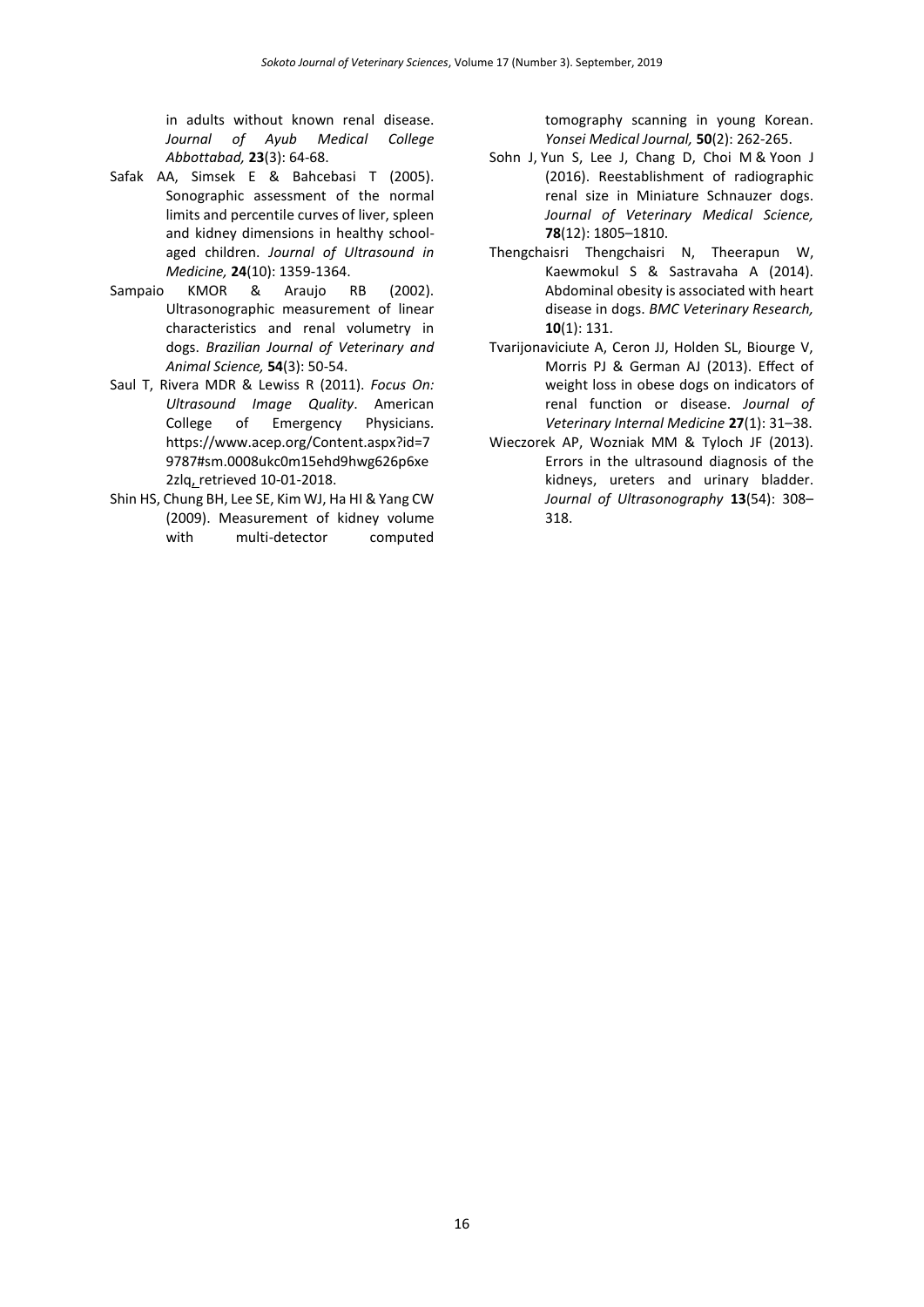in adults without known renal disease. *Journal of Ayub Medical College Abbottabad,* **23**(3): 64-68.

Safak AA, Simsek E & Bahcebasi T (2005). Sonographic assessment of the normal limits and percentile curves of liver, spleen and kidney dimensions in healthy school-aged children. *Journal of Ultrasound in Medicine,* **24**(10): 1359-1364.

Sampaio KMOR & Araujo RB (2002). Ultrasonographic measurement of linear characteristics and renal volumetry in dogs. *Brazilian Journal of Veterinary and Animal Science,* **54**(3): 50-54.

Saul T, Rivera MDR & Lewiss R (2011). *Focus On: Ultrasound Image Quality*. American College of Emergency Physicians. https://www.acep.org/Content.aspx?id=79787#sm.0008ukc0m15ehd9hwg626p6xe2zlq, retrieved 10-01-2018.

Shin HS, Chung BH, Lee SE, Kim WJ, Ha HI & Yang CW (2009). Measurement of kidney volume with multi-detector computed tomography scanning in young Korean. *Yonsei Medical Journal,* **50**(2): 262-265.

Sohn J, Yun S, Lee J, Chang D, Choi M & Yoon J (2016). Reestablishment of radiographic renal size in Miniature Schnauzer dogs. *Journal of Veterinary Medical Science,* **78**(12): 1805–1810.

Thengchaisri Thengchaisri N, Theerapun W, Kaewmokul S & Sastravaha A (2014). Abdominal obesity is associated with heart disease in dogs. *BMC Veterinary Research,* **10**(1): 131.

Tvarijonaviciute A, Ceron JJ, Holden SL, Biourge V, Morris PJ & German AJ (2013). Effect of weight loss in obese dogs on indicators of renal function or disease. *Journal of Veterinary Internal Medicine* **27**(1): 31–38.

Wieczorek AP, Wozniak MM & Tyloch JF (2013). Errors in the ultrasound diagnosis of the kidneys, ureters and urinary bladder. *Journal of Ultrasonography* **13**(54): 308–318.